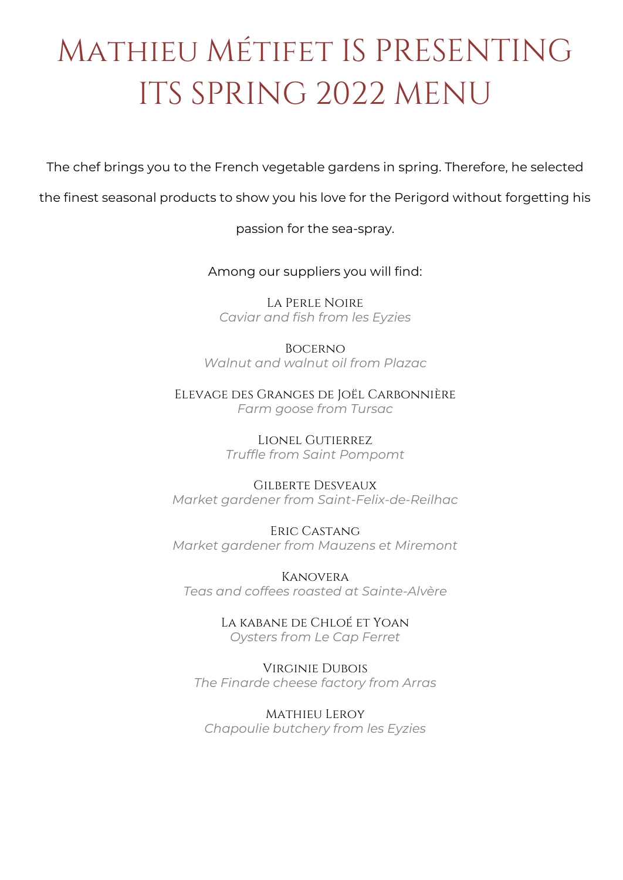# Mathieu Métifet IS PRESENTING ITS SPRING 2022 MENU

The chef brings you to the French vegetable gardens in spring. Therefore, he selected the finest seasonal products to show you his love for the Perigord without forgetting his passion for the sea-spray.

Among our suppliers you will find:

La Perle Noire
*Caviar and fish from les Eyzies*

Bocerno
*Walnut and walnut oil from Plazac*

Elevage des Granges de Joël Carbonnière
*Farm goose from Tursac*

Lionel Gutierrez
*Truffle from Saint Pompomt*

Gilberte Desveaux
*Market gardener from Saint-Felix-de-Reilhac*

Eric Castang
*Market gardener from Mauzens et Miremont*

Kanovera
*Teas and coffees roasted at Sainte-Alvère*

La kabane de Chloé et Yoan
*Oysters from Le Cap Ferret*

Virginie Dubois
*The Finarde cheese factory from Arras*

Mathieu Leroy
*Chapoulie butchery from les Eyzies*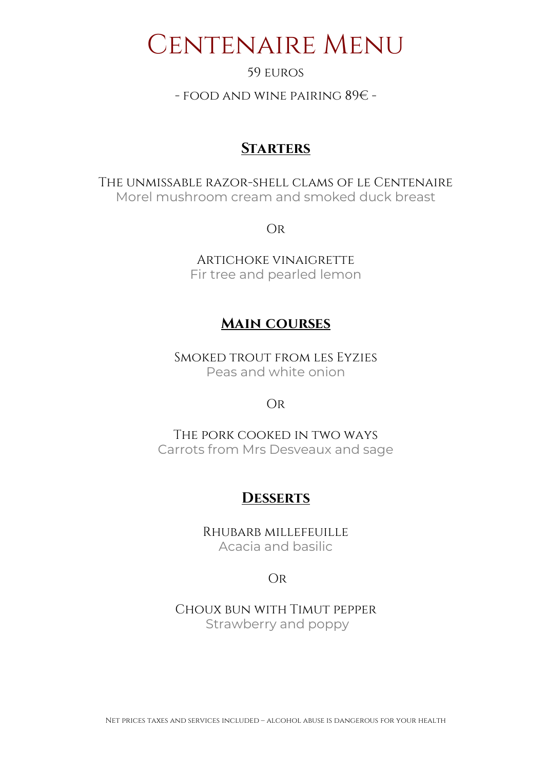# Centenaire Menu

59 euros

- food and wine pairing 89€ -

## Starters

The unmissable razor-shell clams of Le Centenaire
Morel mushroom cream and smoked duck breast

Or

Artichoke vinaigrette
Fir tree and pearled lemon

## Main courses

Smoked trout from Les Eyzies
Peas and white onion

Or

The pork cooked in two ways
Carrots from Mrs Desveaux and sage

## Desserts

Rhubarb millefeuille
Acacia and basilic

Or

Choux bun with Timut pepper
Strawberry and poppy

Net prices taxes and services included – alcohol abuse is dangerous for your health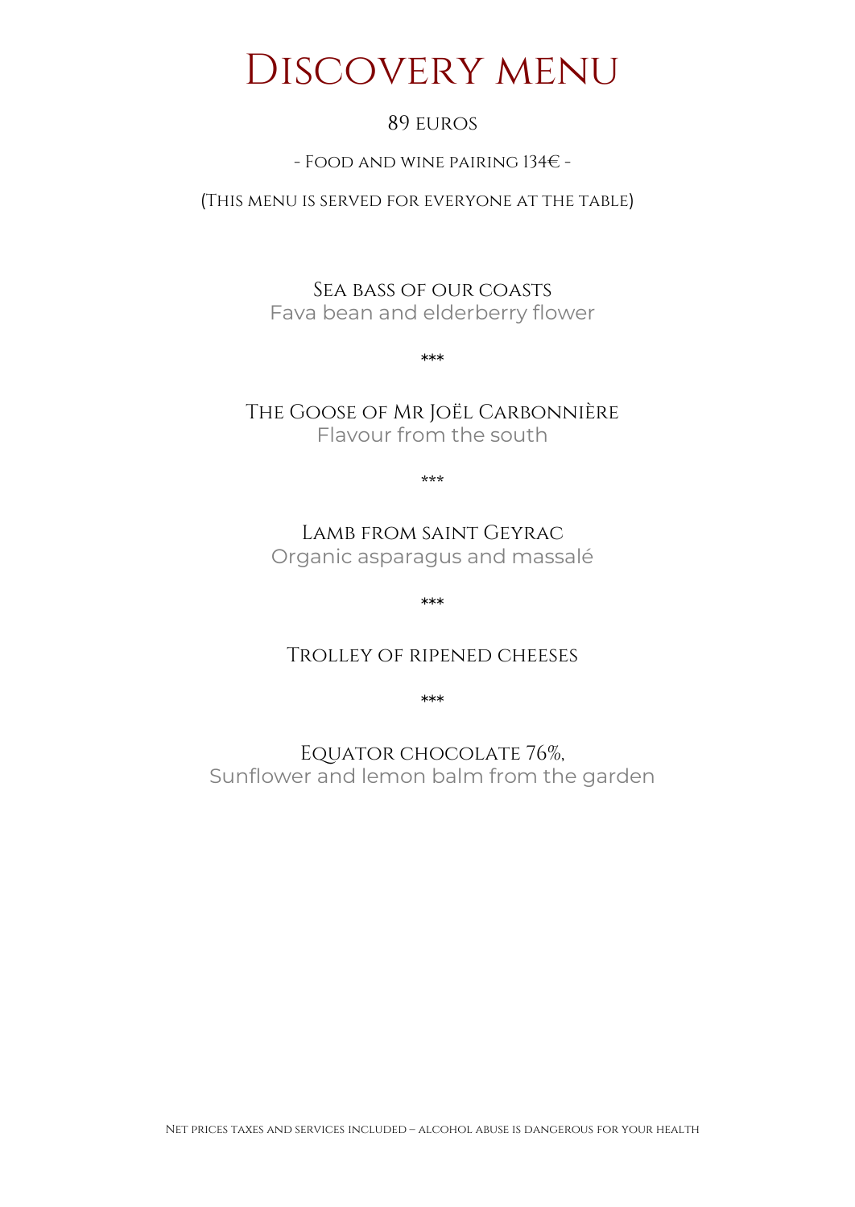# Discovery menu

89 euros

- Food and wine pairing 134€ -

(This menu is served for everyone at the table)

Sea bass of our coasts
Fava bean and elderberry flower

***

The Goose of Mr Joël Carbonnière
Flavour from the south

***

Lamb from saint Geyrac
Organic asparagus and massalé

***

Trolley of ripened cheeses

***

Equator chocolate 76%,
Sunflower and lemon balm from the garden

Net prices taxes and services included – alcohol abuse is dangerous for your health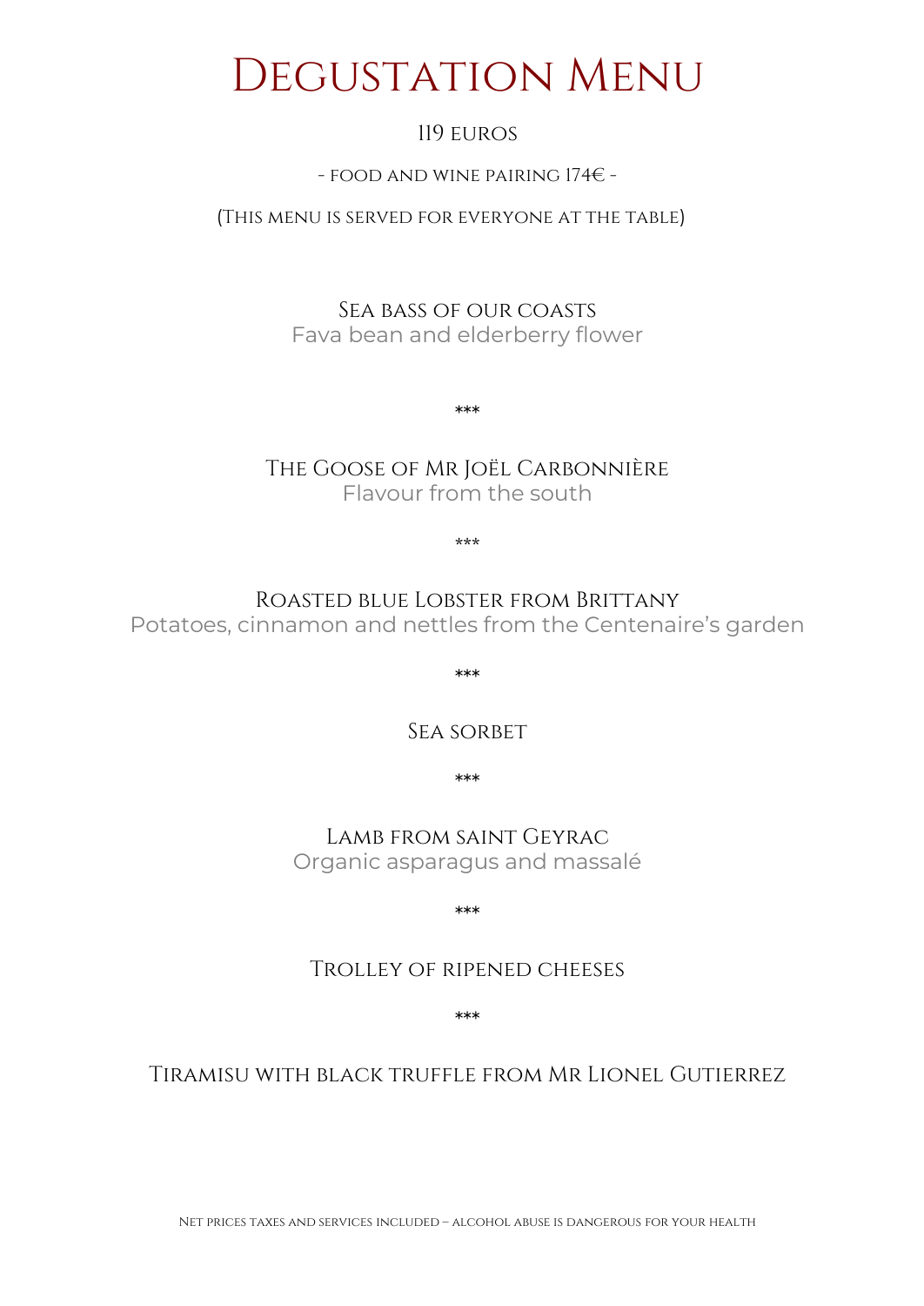# Degustation Menu

119 euros

- food and wine pairing 174€ -

(This menu is served for everyone at the table)

**Sea bass of our coasts**
Fava bean and elderberry flower

\*\*\*

**The Goose of Mr Joël Carbonnière**
Flavour from the south

\*\*\*

**Roasted blue Lobster from Brittany**
Potatoes, cinnamon and nettles from the Centenaire's garden

\*\*\*

**Sea sorbet**

\*\*\*

**Lamb from saint Geyrac**
Organic asparagus and massalé

\*\*\*

**Trolley of ripened cheeses**

\*\*\*

**Tiramisu with black truffle from Mr Lionel Gutierrez**

Net prices taxes and services included – alcohol abuse is dangerous for your health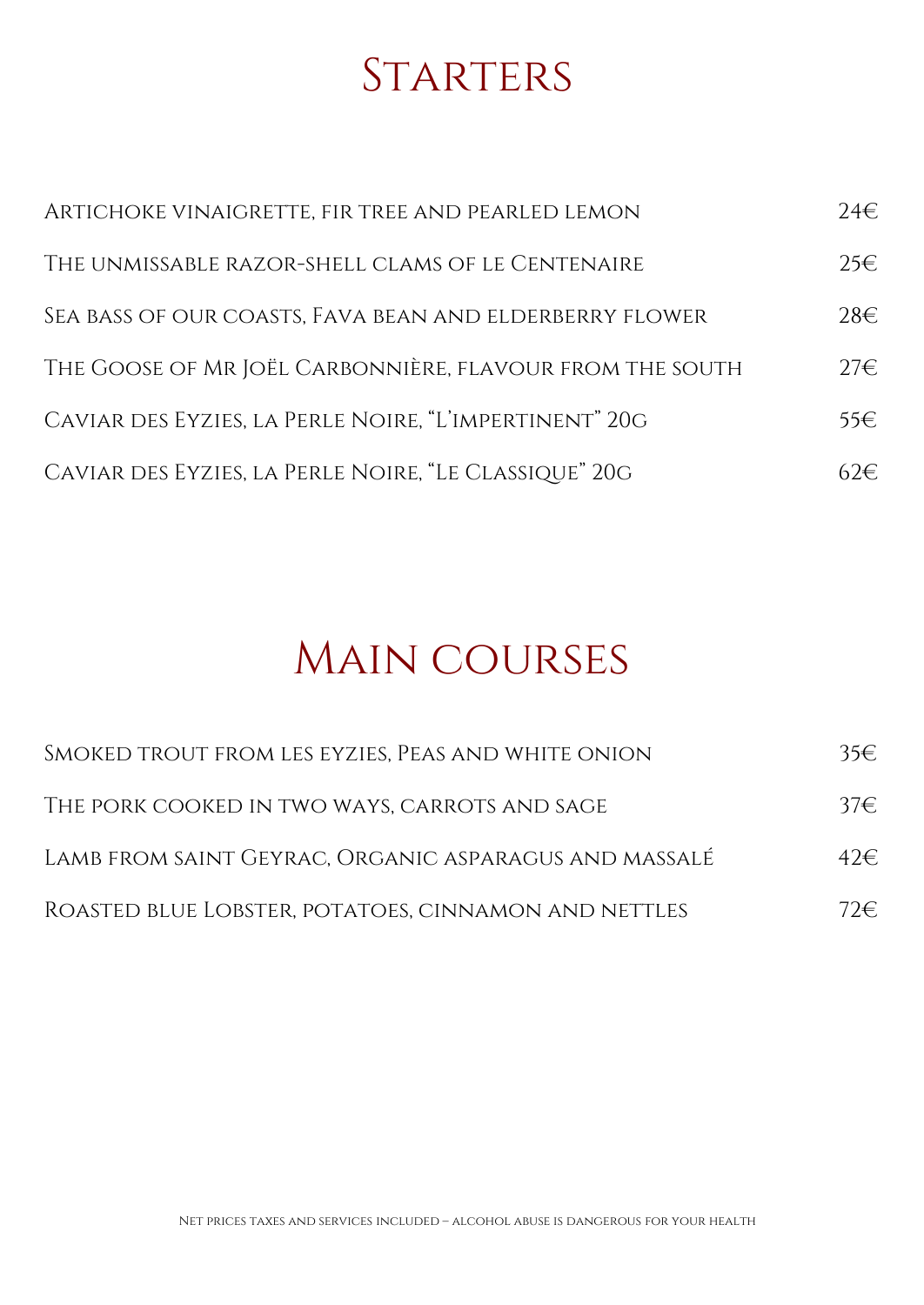# Starters

| | |
|---|---|
| Artichoke vinaigrette, fir tree and pearled lemon | 24€ |
| The unmissable razor-shell clams of le Centenaire | 25€ |
| Sea bass of our coasts, Fava bean and elderberry flower | 28€ |
| The Goose of Mr Joël Carbonnière, flavour from the south | 27€ |
| Caviar des Eyzies, la Perle Noire, "L'impertinent" 20g | 55€ |
| Caviar des Eyzies, la Perle Noire, "Le Classique" 20g | 62€ |

# Main courses

| | |
|---|---|
| Smoked trout from les eyzies, Peas and white onion | 35€ |
| The pork cooked in two ways, carrots and sage | 37€ |
| Lamb from saint Geyrac, Organic asparagus and massalé | 42€ |
| Roasted blue Lobster, potatoes, cinnamon and nettles | 72€ |

Net prices taxes and services included – alcohol abuse is dangerous for your health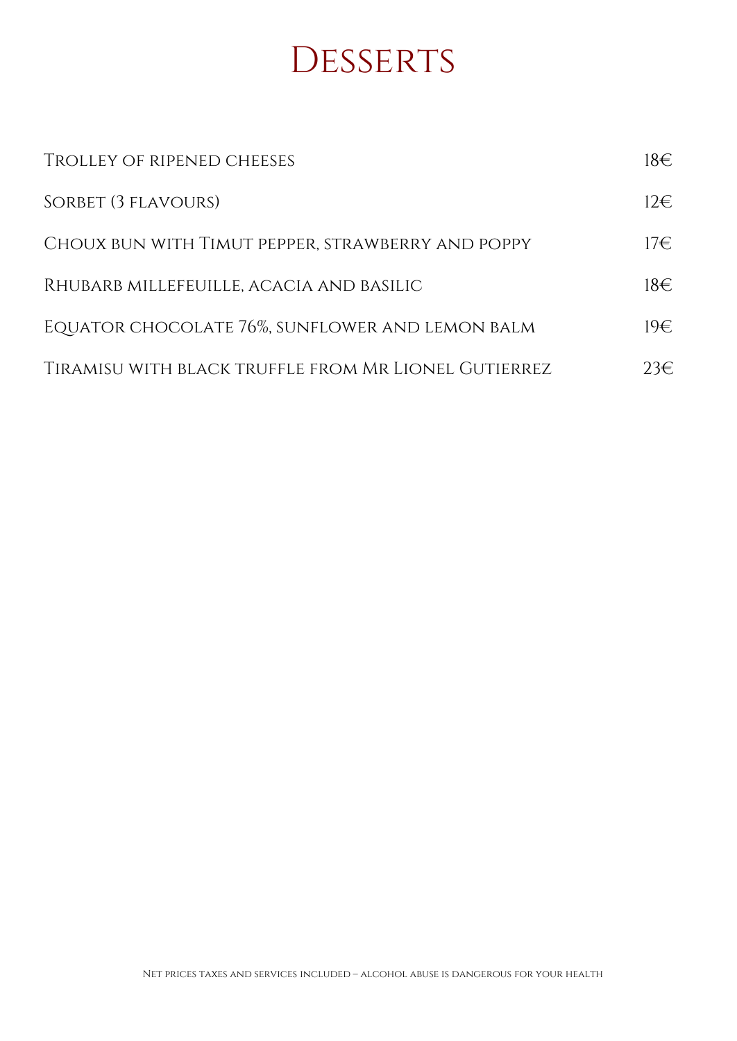# Desserts

| | |
|---|---|
| Trolley of ripened cheeses | 18€ |
| Sorbet (3 flavours) | 12€ |
| Choux bun with Timut pepper, strawberry and poppy | 17€ |
| Rhubarb millefeuille, acacia and basilic | 18€ |
| Equator chocolate 76%, sunflower and lemon balm | 19€ |
| Tiramisu with black truffle from Mr Lionel Gutierrez | 23€ |

Net prices taxes and services included – alcohol abuse is dangerous for your health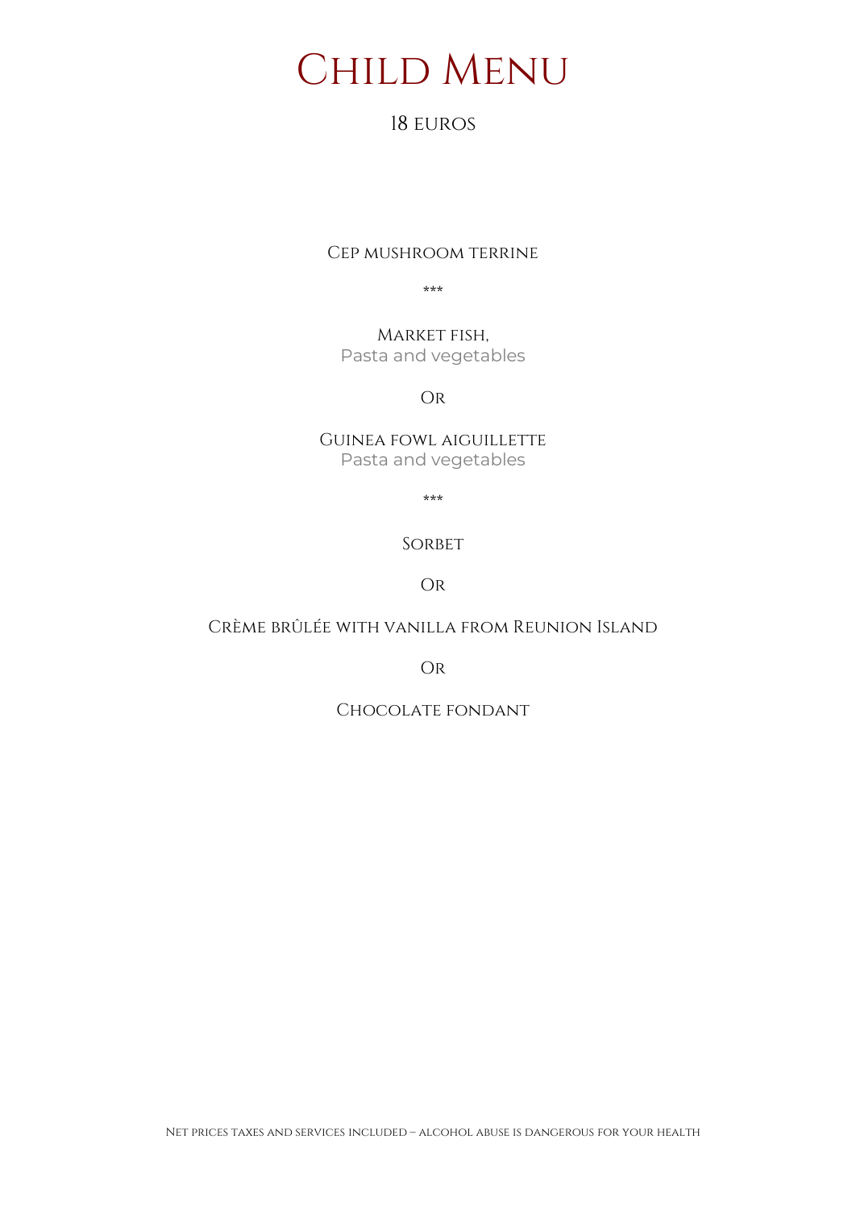# Child Menu

18 euros

Cep mushroom terrine

***

Market fish,
Pasta and vegetables

Or

Guinea fowl aiguillette
Pasta and vegetables

***

Sorbet

Or

Crème brûlée with vanilla from Reunion Island

Or

Chocolate fondant

Net prices taxes and services included – alcohol abuse is dangerous for your health